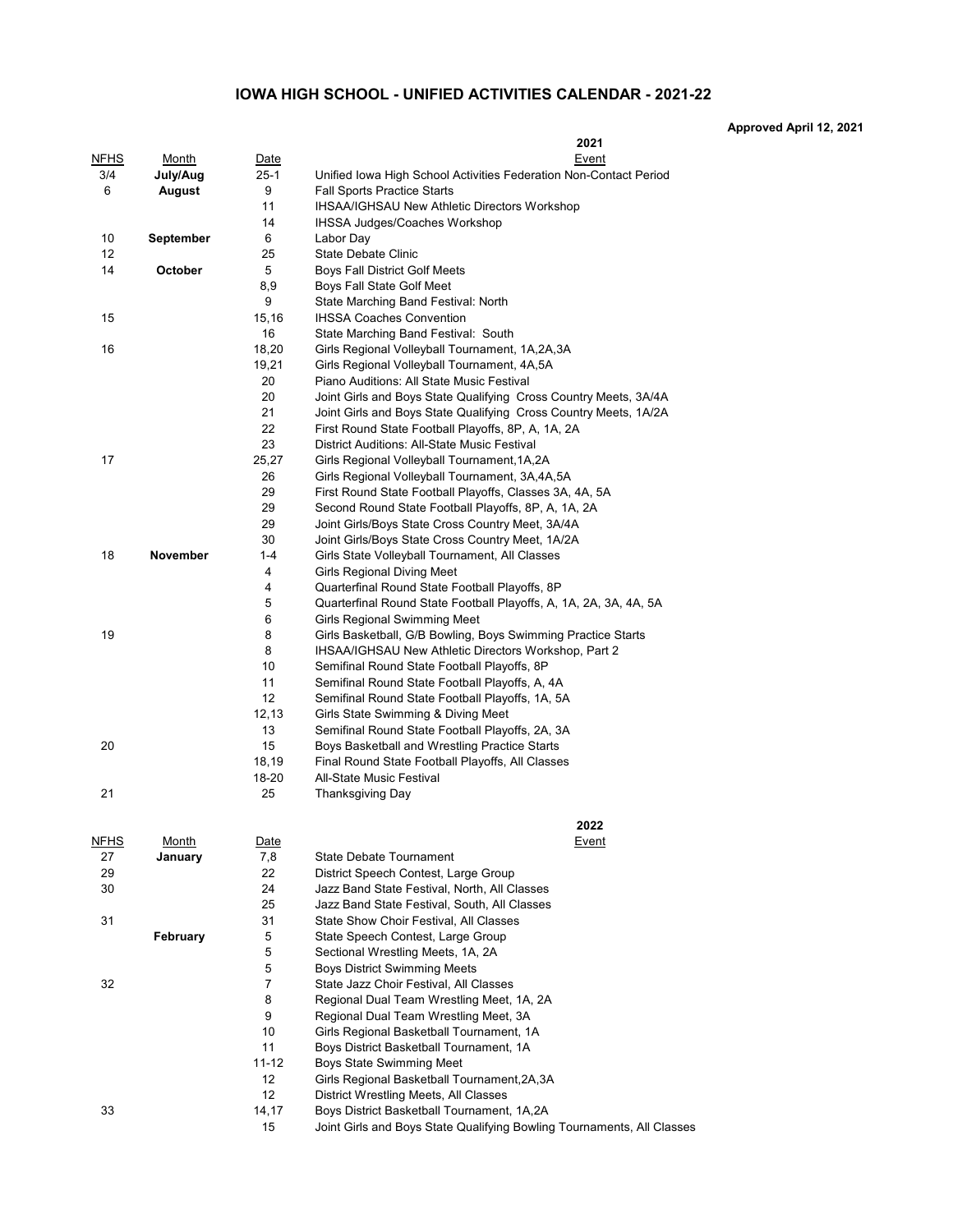# IOWA HIGH SCHOOL - UNIFIED ACTIVITIES CALENDAR - 2021-22

**Approved April 12, 2021**

**2021**

| NFHS | Month | Date | Event |
|---|---|---|---|
| 3/4 | **July/Aug** | 25-1 | Unified Iowa High School Activities Federation Non-Contact Period |
| 6 | **August** | 9 | Fall Sports Practice Starts |
| | | 11 | IHSAA/IGHSAU New Athletic Directors Workshop |
| | | 14 | IHSSA Judges/Coaches Workshop |
| 10 | **September** | 6 | Labor Day |
| 12 | | 25 | State Debate Clinic |
| 14 | **October** | 5 | Boys Fall District Golf Meets |
| | | 8,9 | Boys Fall State Golf Meet |
| | | 9 | State Marching Band Festival: North |
| 15 | | 15,16 | IHSSA Coaches Convention |
| | | 16 | State Marching Band Festival: South |
| 16 | | 18,20 | Girls Regional Volleyball Tournament, 1A,2A,3A |
| | | 19,21 | Girls Regional Volleyball Tournament, 4A,5A |
| | | 20 | Piano Auditions: All State Music Festival |
| | | 20 | Joint Girls and Boys State Qualifying Cross Country Meets, 3A/4A |
| | | 21 | Joint Girls and Boys State Qualifying Cross Country Meets, 1A/2A |
| | | 22 | First Round State Football Playoffs, 8P, A, 1A, 2A |
| | | 23 | District Auditions: All-State Music Festival |
| 17 | | 25,27 | Girls Regional Volleyball Tournament,1A,2A |
| | | 26 | Girls Regional Volleyball Tournament, 3A,4A,5A |
| | | 29 | First Round State Football Playoffs, Classes 3A, 4A, 5A |
| | | 29 | Second Round State Football Playoffs, 8P, A, 1A, 2A |
| | | 29 | Joint Girls/Boys State Cross Country Meet, 3A/4A |
| | | 30 | Joint Girls/Boys State Cross Country Meet, 1A/2A |
| 18 | **November** | 1-4 | Girls State Volleyball Tournament, All Classes |
| | | 4 | Girls Regional Diving Meet |
| | | 4 | Quarterfinal Round State Football Playoffs, 8P |
| | | 5 | Quarterfinal Round State Football Playoffs, A, 1A, 2A, 3A, 4A, 5A |
| | | 6 | Girls Regional Swimming Meet |
| 19 | | 8 | Girls Basketball, G/B Bowling, Boys Swimming Practice Starts |
| | | 8 | IHSAA/IGHSAU New Athletic Directors Workshop, Part 2 |
| | | 10 | Semifinal Round State Football Playoffs, 8P |
| | | 11 | Semifinal Round State Football Playoffs, A, 4A |
| | | 12 | Semifinal Round State Football Playoffs, 1A, 5A |
| | | 12,13 | Girls State Swimming & Diving Meet |
| | | 13 | Semifinal Round State Football Playoffs, 2A, 3A |
| 20 | | 15 | Boys Basketball and Wrestling Practice Starts |
| | | 18,19 | Final Round State Football Playoffs, All Classes |
| | | 18-20 | All-State Music Festival |
| 21 | | 25 | Thanksgiving Day |

**2022**

| NFHS | Month | Date | Event |
|---|---|---|---|
| 27 | **January** | 7,8 | State Debate Tournament |
| 29 | | 22 | District Speech Contest, Large Group |
| 30 | | 24 | Jazz Band State Festival, North, All Classes |
| | | 25 | Jazz Band State Festival, South, All Classes |
| 31 | | 31 | State Show Choir Festival, All Classes |
| | **February** | 5 | State Speech Contest, Large Group |
| | | 5 | Sectional Wrestling Meets, 1A, 2A |
| | | 5 | Boys District Swimming Meets |
| 32 | | 7 | State Jazz Choir Festival, All Classes |
| | | 8 | Regional Dual Team Wrestling Meet, 1A, 2A |
| | | 9 | Regional Dual Team Wrestling Meet, 3A |
| | | 10 | Girls Regional Basketball Tournament, 1A |
| | | 11 | Boys District Basketball Tournament, 1A |
| | | 11-12 | Boys State Swimming Meet |
| | | 12 | Girls Regional Basketball Tournament,2A,3A |
| | | 12 | District Wrestling Meets, All Classes |
| 33 | | 14,17 | Boys District Basketball Tournament, 1A,2A |
| | | 15 | Joint Girls and Boys State Qualifying Bowling Tournaments, All Classes |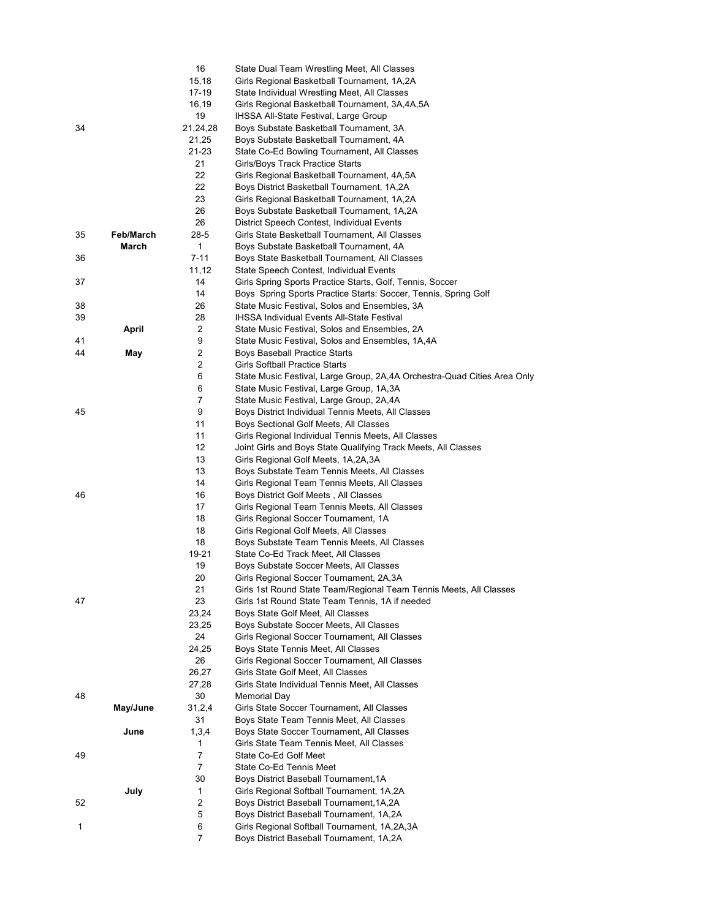| | | | |
|---|---|---|---|
| | | 16 | State Dual Team Wrestling Meet, All Classes |
| | | 15,18 | Girls Regional Basketball Tournament, 1A,2A |
| | | 17-19 | State Individual Wrestling Meet, All Classes |
| | | 16,19 | Girls Regional Basketball Tournament, 3A,4A,5A |
| | | 19 | IHSSA All-State Festival, Large Group |
| 34 | | 21,24,28 | Boys Substate Basketball Tournament, 3A |
| | | 21,25 | Boys Substate Basketball Tournament, 4A |
| | | 21-23 | State Co-Ed Bowling Tournament, All Classes |
| | | 21 | Girls/Boys Track Practice Starts |
| | | 22 | Girls Regional Basketball Tournament, 4A,5A |
| | | 22 | Boys District Basketball Tournament, 1A,2A |
| | | 23 | Girls Regional Basketball Tournament, 1A,2A |
| | | 26 | Boys Substate Basketball Tournament, 1A,2A |
| | | 26 | District Speech Contest, Individual Events |
| 35 | **Feb/March** | 28-5 | Girls State Basketball Tournament, All Classes |
| | **March** | 1 | Boys Substate Basketball Tournament, 4A |
| 36 | | 7-11 | Boys State Basketball Tournament, All Classes |
| | | 11,12 | State Speech Contest, Individual Events |
| 37 | | 14 | Girls Spring Sports Practice Starts, Golf, Tennis, Soccer |
| | | 14 | Boys Spring Sports Practice Starts: Soccer, Tennis, Spring Golf |
| 38 | | 26 | State Music Festival, Solos and Ensembles, 3A |
| 39 | | 28 | IHSSA Individual Events All-State Festival |
| | **April** | 2 | State Music Festival, Solos and Ensembles, 2A |
| 41 | | 9 | State Music Festival, Solos and Ensembles, 1A,4A |
| 44 | **May** | 2 | Boys Baseball Practice Starts |
| | | 2 | Girls Softball Practice Starts |
| | | 6 | State Music Festival, Large Group, 2A,4A Orchestra-Quad Cities Area Only |
| | | 6 | State Music Festival, Large Group, 1A,3A |
| | | 7 | State Music Festival, Large Group, 2A,4A |
| 45 | | 9 | Boys District Individual Tennis Meets, All Classes |
| | | 11 | Boys Sectional Golf Meets, All Classes |
| | | 11 | Girls Regional Individual Tennis Meets, All Classes |
| | | 12 | Joint Girls and Boys State Qualifying Track Meets, All Classes |
| | | 13 | Girls Regional Golf Meets, 1A,2A,3A |
| | | 13 | Boys Substate Team Tennis Meets, All Classes |
| | | 14 | Girls Regional Team Tennis Meets, All Classes |
| 46 | | 16 | Boys District Golf Meets , All Classes |
| | | 17 | Girls Regional Team Tennis Meets, All Classes |
| | | 18 | Girls Regional Soccer Tournament, 1A |
| | | 18 | Girls Regional Golf Meets, All Classes |
| | | 18 | Boys Substate Team Tennis Meets, All Classes |
| | | 19-21 | State Co-Ed Track Meet, All Classes |
| | | 19 | Boys Substate Soccer Meets, All Classes |
| | | 20 | Girls Regional Soccer Tournament, 2A,3A |
| | | 21 | Girls 1st Round State Team/Regional Team Tennis Meets, All Classes |
| 47 | | 23 | Girls 1st Round State Team Tennis, 1A if needed |
| | | 23,24 | Boys State Golf Meet, All Classes |
| | | 23,25 | Boys Substate Soccer Meets, All Classes |
| | | 24 | Girls Regional Soccer Tournament, All Classes |
| | | 24,25 | Boys State Tennis Meet, All Classes |
| | | 26 | Girls Regional Soccer Tournament, All Classes |
| | | 26,27 | Girls State Golf Meet, All Classes |
| | | 27,28 | Girls State Individual Tennis Meet, All Classes |
| 48 | | 30 | Memorial Day |
| | **May/June** | 31,2,4 | Girls State Soccer Tournament, All Classes |
| | | 31 | Boys State Team Tennis Meet, All Classes |
| | **June** | 1,3,4 | Boys State Soccer Tournament, All Classes |
| | | 1 | Girls State Team Tennis Meet, All Classes |
| 49 | | 7 | State Co-Ed Golf Meet |
| | | 7 | State Co-Ed Tennis Meet |
| | | 30 | Boys District Baseball Tournament,1A |
| | **July** | 1 | Girls Regional Softball Tournament, 1A,2A |
| 52 | | 2 | Boys District Baseball Tournament,1A,2A |
| | | 5 | Boys District Baseball Tournament, 1A,2A |
| 1 | | 6 | Girls Regional Softball Tournament, 1A,2A,3A |
| | | 7 | Boys District Baseball Tournament, 1A,2A |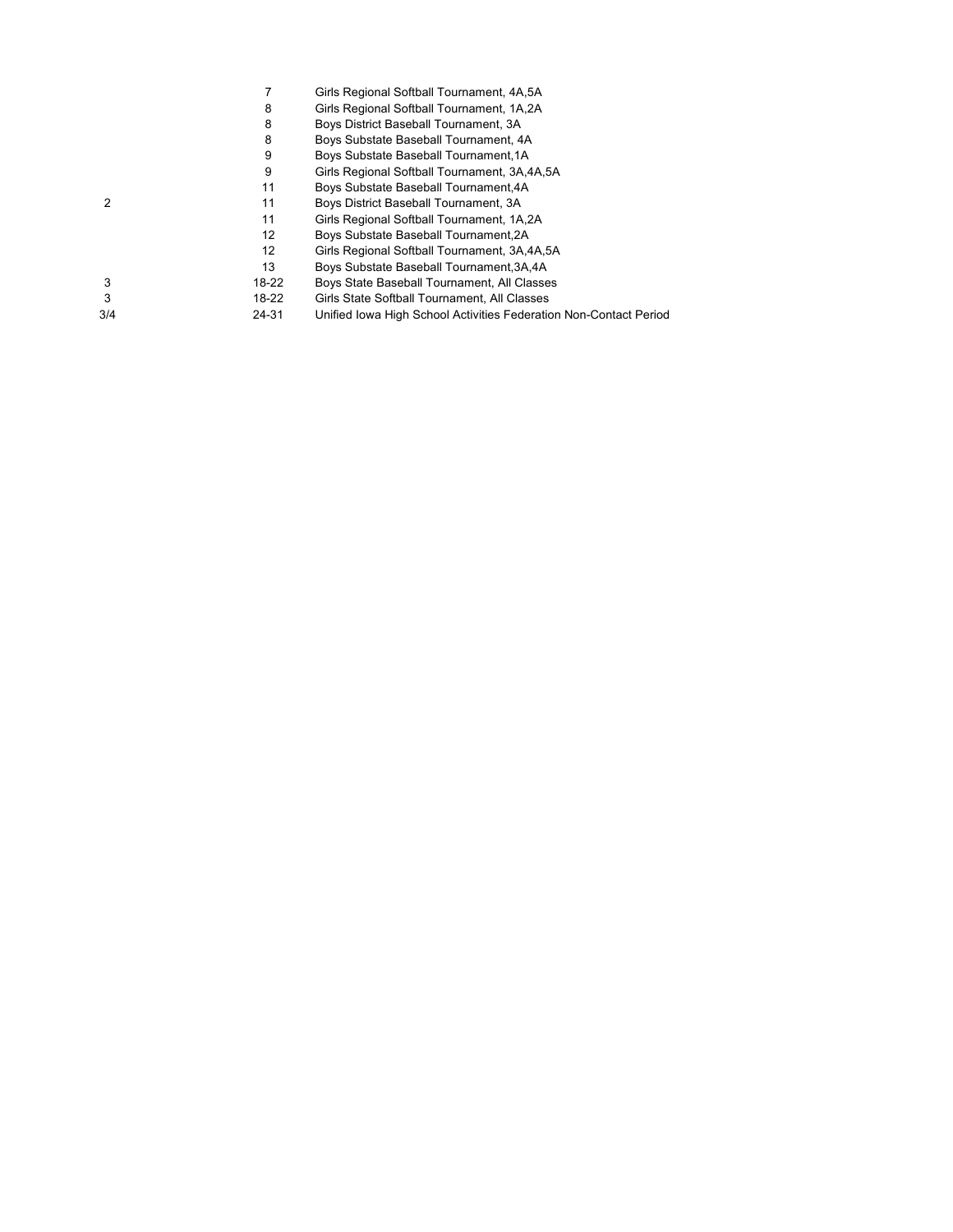| | | |
|---|---|---|
| | 7 | Girls Regional Softball Tournament, 4A,5A |
| | 8 | Girls Regional Softball Tournament, 1A,2A |
| | 8 | Boys District Baseball Tournament, 3A |
| | 8 | Boys Substate Baseball Tournament, 4A |
| | 9 | Boys Substate Baseball Tournament,1A |
| | 9 | Girls Regional Softball Tournament, 3A,4A,5A |
| | 11 | Boys Substate Baseball Tournament,4A |
| 2 | 11 | Boys District Baseball Tournament, 3A |
| | 11 | Girls Regional Softball Tournament, 1A,2A |
| | 12 | Boys Substate Baseball Tournament,2A |
| | 12 | Girls Regional Softball Tournament, 3A,4A,5A |
| | 13 | Boys Substate Baseball Tournament,3A,4A |
| 3 | 18-22 | Boys State Baseball Tournament, All Classes |
| 3 | 18-22 | Girls State Softball Tournament, All Classes |
| 3/4 | 24-31 | Unified Iowa High School Activities Federation Non-Contact Period |